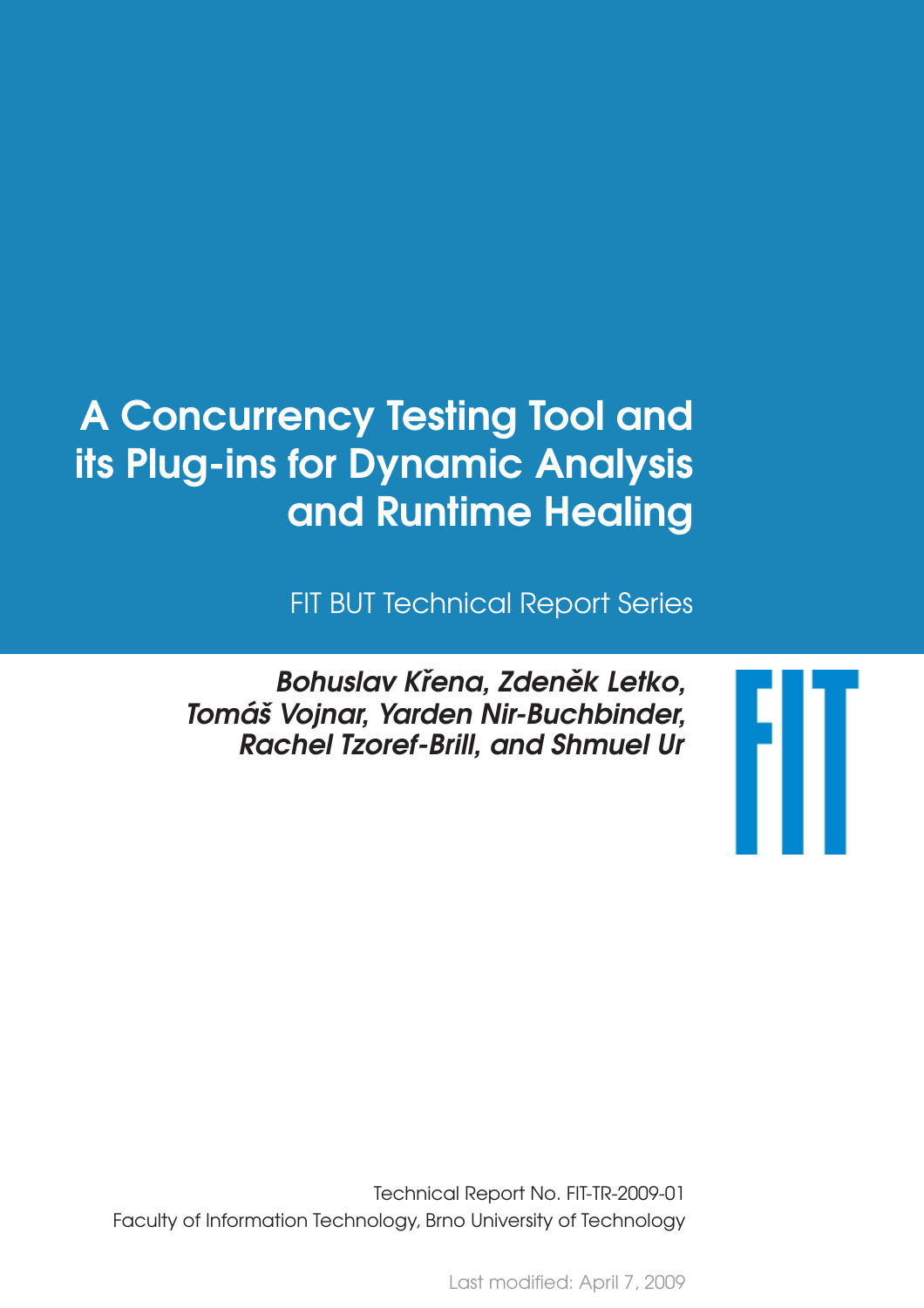# A Concurrency Testing Tool and its Plug-ins for Dynamic Analysis and Runtime Healing

FIT BUT Technical Report Series

***Bohuslav Křena, Zdeněk Letko, Tomáš Vojnar, Yarden Nir-Buchbinder, Rachel Tzoref-Brill, and Shmuel Ur***

Technical Report No. FIT-TR-2009-01
Faculty of Information Technology, Brno University of Technology

Last modified: April 7, 2009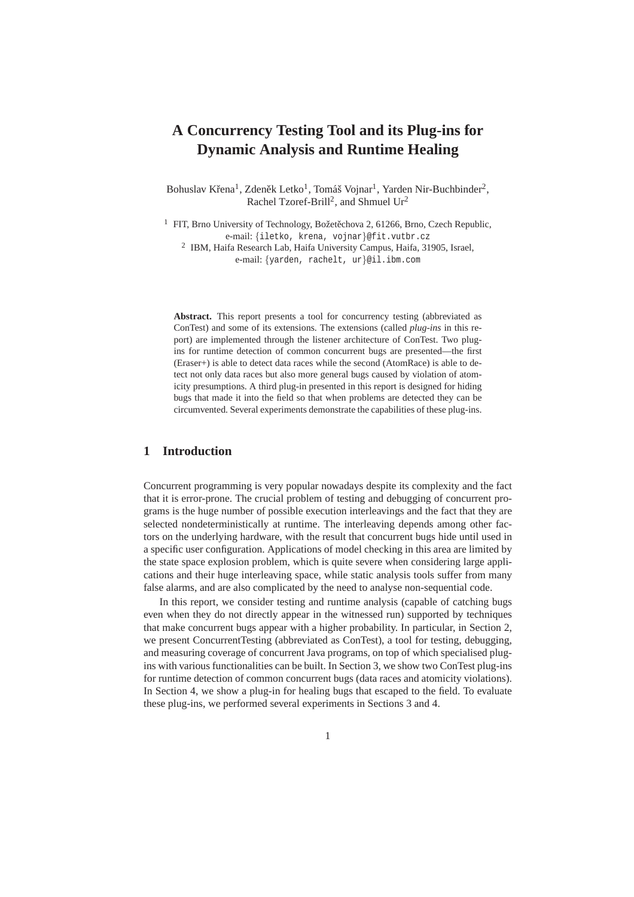# A Concurrency Testing Tool and its Plug-ins for Dynamic Analysis and Runtime Healing

Bohuslav Křena[1], Zdeněk Letko[1], Tomáš Vojnar[1], Yarden Nir-Buchbinder[2], Rachel Tzoref-Brill[2], and Shmuel Ur[2]

[1] FIT, Brno University of Technology, Božetěchova 2, 61266, Brno, Czech Republic, e-mail: {iletko, krena, vojnar}@fit.vutbr.cz

[2] IBM, Haifa Research Lab, Haifa University Campus, Haifa, 31905, Israel, e-mail: {yarden, rachelt, ur}@il.ibm.com

**Abstract.** This report presents a tool for concurrency testing (abbreviated as ConTest) and some of its extensions. The extensions (called *plug-ins* in this report) are implemented through the listener architecture of ConTest. Two plug-ins for runtime detection of common concurrent bugs are presented—the first (Eraser+) is able to detect data races while the second (AtomRace) is able to detect not only data races but also more general bugs caused by violation of atomicity presumptions. A third plug-in presented in this report is designed for hiding bugs that made it into the field so that when problems are detected they can be circumvented. Several experiments demonstrate the capabilities of these plug-ins.

## 1 Introduction

Concurrent programming is very popular nowadays despite its complexity and the fact that it is error-prone. The crucial problem of testing and debugging of concurrent programs is the huge number of possible execution interleavings and the fact that they are selected nondeterministically at runtime. The interleaving depends among other factors on the underlying hardware, with the result that concurrent bugs hide until used in a specific user configuration. Applications of model checking in this area are limited by the state space explosion problem, which is quite severe when considering large applications and their huge interleaving space, while static analysis tools suffer from many false alarms, and are also complicated by the need to analyse non-sequential code.

In this report, we consider testing and runtime analysis (capable of catching bugs even when they do not directly appear in the witnessed run) supported by techniques that make concurrent bugs appear with a higher probability. In particular, in Section 2, we present ConcurrentTesting (abbreviated as ConTest), a tool for testing, debugging, and measuring coverage of concurrent Java programs, on top of which specialised plug-ins with various functionalities can be built. In Section 3, we show two ConTest plug-ins for runtime detection of common concurrent bugs (data races and atomicity violations). In Section 4, we show a plug-in for healing bugs that escaped to the field. To evaluate these plug-ins, we performed several experiments in Sections 3 and 4.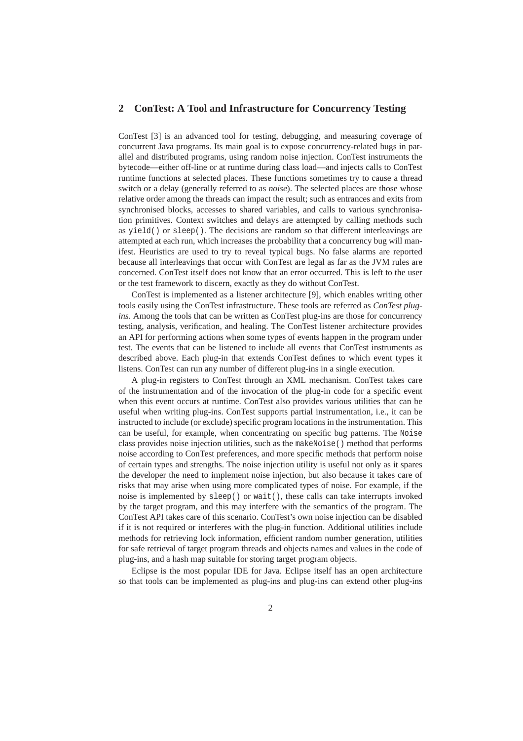## 2 ConTest: A Tool and Infrastructure for Concurrency Testing

ConTest [3] is an advanced tool for testing, debugging, and measuring coverage of concurrent Java programs. Its main goal is to expose concurrency-related bugs in parallel and distributed programs, using random noise injection. ConTest instruments the bytecode—either off-line or at runtime during class load—and injects calls to ConTest runtime functions at selected places. These functions sometimes try to cause a thread switch or a delay (generally referred to as *noise*). The selected places are those whose relative order among the threads can impact the result; such as entrances and exits from synchronised blocks, accesses to shared variables, and calls to various synchronisation primitives. Context switches and delays are attempted by calling methods such as `yield()` or `sleep()`. The decisions are random so that different interleavings are attempted at each run, which increases the probability that a concurrency bug will manifest. Heuristics are used to try to reveal typical bugs. No false alarms are reported because all interleavings that occur with ConTest are legal as far as the JVM rules are concerned. ConTest itself does not know that an error occurred. This is left to the user or the test framework to discern, exactly as they do without ConTest.

ConTest is implemented as a listener architecture [9], which enables writing other tools easily using the ConTest infrastructure. These tools are referred as *ConTest plug-ins*. Among the tools that can be written as ConTest plug-ins are those for concurrency testing, analysis, verification, and healing. The ConTest listener architecture provides an API for performing actions when some types of events happen in the program under test. The events that can be listened to include all events that ConTest instruments as described above. Each plug-in that extends ConTest defines to which event types it listens. ConTest can run any number of different plug-ins in a single execution.

A plug-in registers to ConTest through an XML mechanism. ConTest takes care of the instrumentation and of the invocation of the plug-in code for a specific event when this event occurs at runtime. ConTest also provides various utilities that can be useful when writing plug-ins. ConTest supports partial instrumentation, i.e., it can be instructed to include (or exclude) specific program locations in the instrumentation. This can be useful, for example, when concentrating on specific bug patterns. The `Noise` class provides noise injection utilities, such as the `makeNoise()` method that performs noise according to ConTest preferences, and more specific methods that perform noise of certain types and strengths. The noise injection utility is useful not only as it spares the developer the need to implement noise injection, but also because it takes care of risks that may arise when using more complicated types of noise. For example, if the noise is implemented by `sleep()` or `wait()`, these calls can take interrupts invoked by the target program, and this may interfere with the semantics of the program. The ConTest API takes care of this scenario. ConTest's own noise injection can be disabled if it is not required or interferes with the plug-in function. Additional utilities include methods for retrieving lock information, efficient random number generation, utilities for safe retrieval of target program threads and objects names and values in the code of plug-ins, and a hash map suitable for storing target program objects.

Eclipse is the most popular IDE for Java. Eclipse itself has an open architecture so that tools can be implemented as plug-ins and plug-ins can extend other plug-ins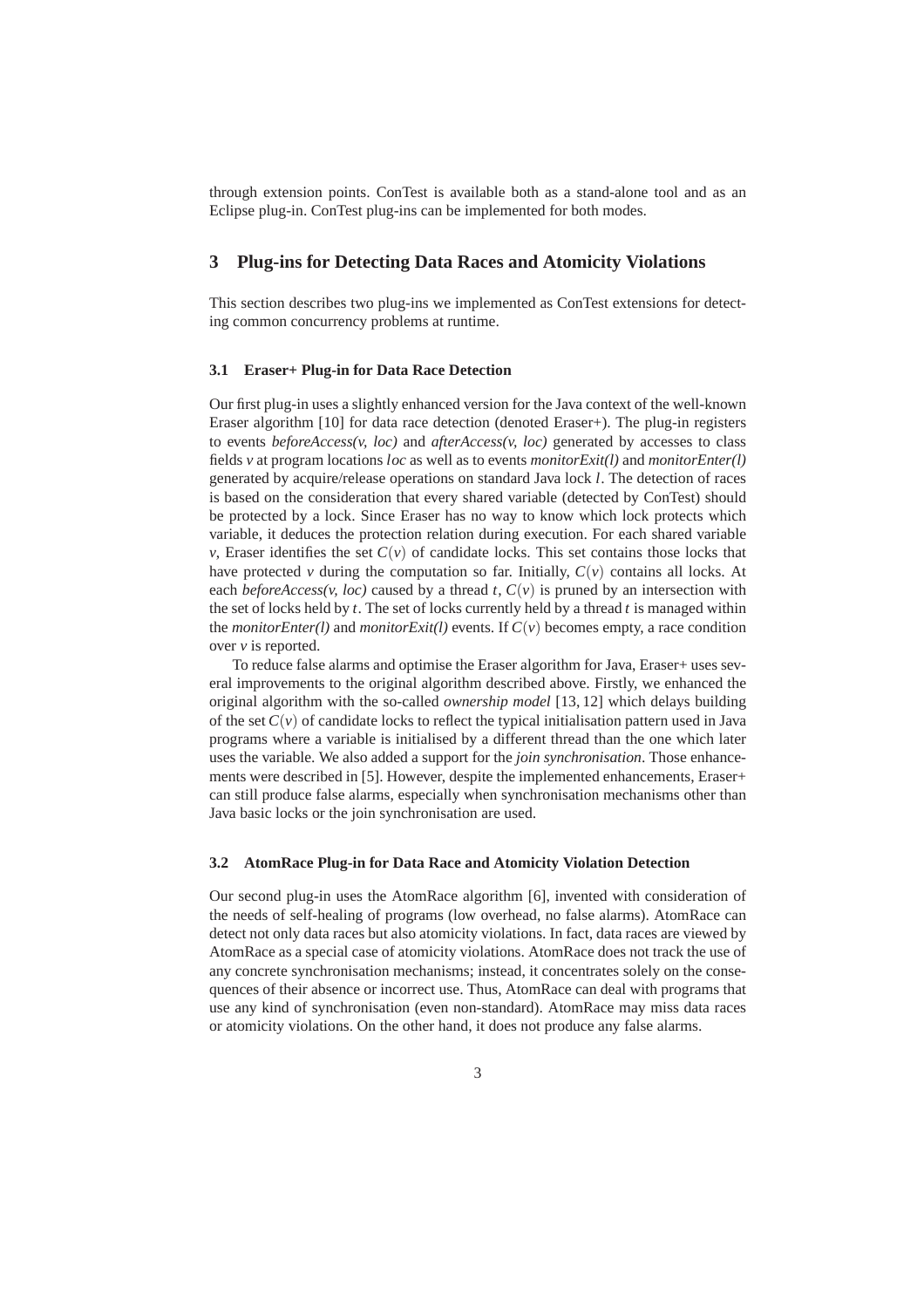through extension points. ConTest is available both as a stand-alone tool and as an Eclipse plug-in. ConTest plug-ins can be implemented for both modes.

## 3 Plug-ins for Detecting Data Races and Atomicity Violations

This section describes two plug-ins we implemented as ConTest extensions for detecting common concurrency problems at runtime.

### 3.1 Eraser+ Plug-in for Data Race Detection

Our first plug-in uses a slightly enhanced version for the Java context of the well-known Eraser algorithm [10] for data race detection (denoted Eraser+). The plug-in registers to events *beforeAccess(v, loc)* and *afterAccess(v, loc)* generated by accesses to class fields *v* at program locations *loc* as well as to events *monitorExit(l)* and *monitorEnter(l)* generated by acquire/release operations on standard Java lock *l*. The detection of races is based on the consideration that every shared variable (detected by ConTest) should be protected by a lock. Since Eraser has no way to know which lock protects which variable, it deduces the protection relation during execution. For each shared variable $v$, Eraser identifies the set $C(v)$ of candidate locks. This set contains those locks that have protected $v$ during the computation so far. Initially, $C(v)$ contains all locks. At each *beforeAccess(v, loc)* caused by a thread $t$, $C(v)$ is pruned by an intersection with the set of locks held by $t$. The set of locks currently held by a thread $t$ is managed within the *monitorEnter(l)* and *monitorExit(l)* events. If $C(v)$ becomes empty, a race condition over $v$ is reported.

To reduce false alarms and optimise the Eraser algorithm for Java, Eraser+ uses several improvements to the original algorithm described above. Firstly, we enhanced the original algorithm with the so-called *ownership model* [13, 12] which delays building of the set $C(v)$ of candidate locks to reflect the typical initialisation pattern used in Java programs where a variable is initialised by a different thread than the one which later uses the variable. We also added a support for the *join synchronisation*. Those enhancements were described in [5]. However, despite the implemented enhancements, Eraser+ can still produce false alarms, especially when synchronisation mechanisms other than Java basic locks or the join synchronisation are used.

### 3.2 AtomRace Plug-in for Data Race and Atomicity Violation Detection

Our second plug-in uses the AtomRace algorithm [6], invented with consideration of the needs of self-healing of programs (low overhead, no false alarms). AtomRace can detect not only data races but also atomicity violations. In fact, data races are viewed by AtomRace as a special case of atomicity violations. AtomRace does not track the use of any concrete synchronisation mechanisms; instead, it concentrates solely on the consequences of their absence or incorrect use. Thus, AtomRace can deal with programs that use any kind of synchronisation (even non-standard). AtomRace may miss data races or atomicity violations. On the other hand, it does not produce any false alarms.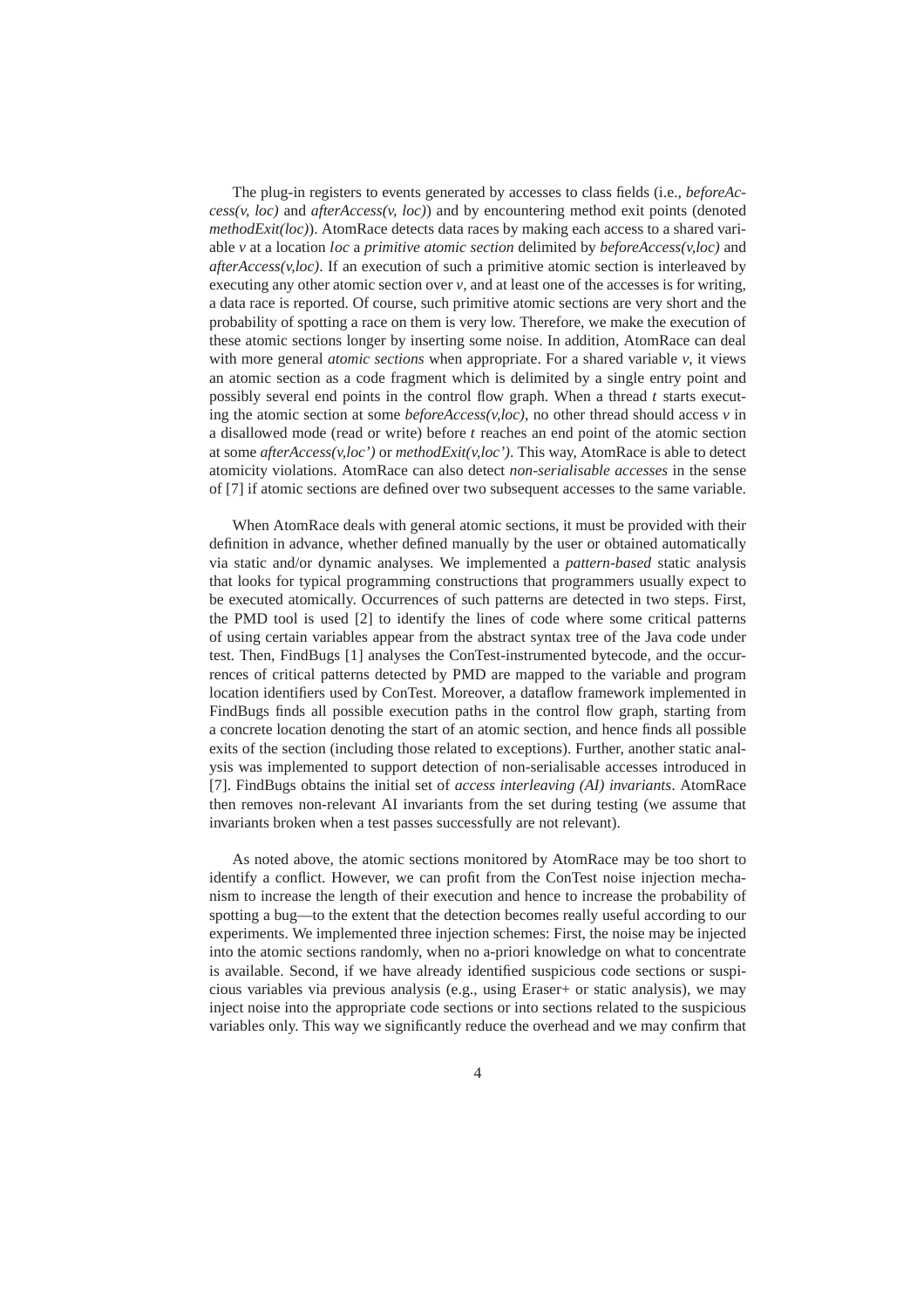The plug-in registers to events generated by accesses to class fields (i.e., *beforeAccess(v, loc)* and *afterAccess(v, loc)*) and by encountering method exit points (denoted *methodExit(loc)*). AtomRace detects data races by making each access to a shared variable *v* at a location *loc* a *primitive atomic section* delimited by *beforeAccess(v,loc)* and *afterAccess(v,loc)*. If an execution of such a primitive atomic section is interleaved by executing any other atomic section over *v*, and at least one of the accesses is for writing, a data race is reported. Of course, such primitive atomic sections are very short and the probability of spotting a race on them is very low. Therefore, we make the execution of these atomic sections longer by inserting some noise. In addition, AtomRace can deal with more general *atomic sections* when appropriate. For a shared variable *v*, it views an atomic section as a code fragment which is delimited by a single entry point and possibly several end points in the control flow graph. When a thread *t* starts executing the atomic section at some *beforeAccess(v,loc)*, no other thread should access *v* in a disallowed mode (read or write) before *t* reaches an end point of the atomic section at some *afterAccess(v,loc')* or *methodExit(v,loc')*. This way, AtomRace is able to detect atomicity violations. AtomRace can also detect *non-serialisable accesses* in the sense of [7] if atomic sections are defined over two subsequent accesses to the same variable.

When AtomRace deals with general atomic sections, it must be provided with their definition in advance, whether defined manually by the user or obtained automatically via static and/or dynamic analyses. We implemented a *pattern-based* static analysis that looks for typical programming constructions that programmers usually expect to be executed atomically. Occurrences of such patterns are detected in two steps. First, the PMD tool is used [2] to identify the lines of code where some critical patterns of using certain variables appear from the abstract syntax tree of the Java code under test. Then, FindBugs [1] analyses the ConTest-instrumented bytecode, and the occurrences of critical patterns detected by PMD are mapped to the variable and program location identifiers used by ConTest. Moreover, a dataflow framework implemented in FindBugs finds all possible execution paths in the control flow graph, starting from a concrete location denoting the start of an atomic section, and hence finds all possible exits of the section (including those related to exceptions). Further, another static analysis was implemented to support detection of non-serialisable accesses introduced in [7]. FindBugs obtains the initial set of *access interleaving (AI) invariants*. AtomRace then removes non-relevant AI invariants from the set during testing (we assume that invariants broken when a test passes successfully are not relevant).

As noted above, the atomic sections monitored by AtomRace may be too short to identify a conflict. However, we can profit from the ConTest noise injection mechanism to increase the length of their execution and hence to increase the probability of spotting a bug—to the extent that the detection becomes really useful according to our experiments. We implemented three injection schemes: First, the noise may be injected into the atomic sections randomly, when no a-priori knowledge on what to concentrate is available. Second, if we have already identified suspicious code sections or suspicious variables via previous analysis (e.g., using Eraser+ or static analysis), we may inject noise into the appropriate code sections or into sections related to the suspicious variables only. This way we significantly reduce the overhead and we may confirm that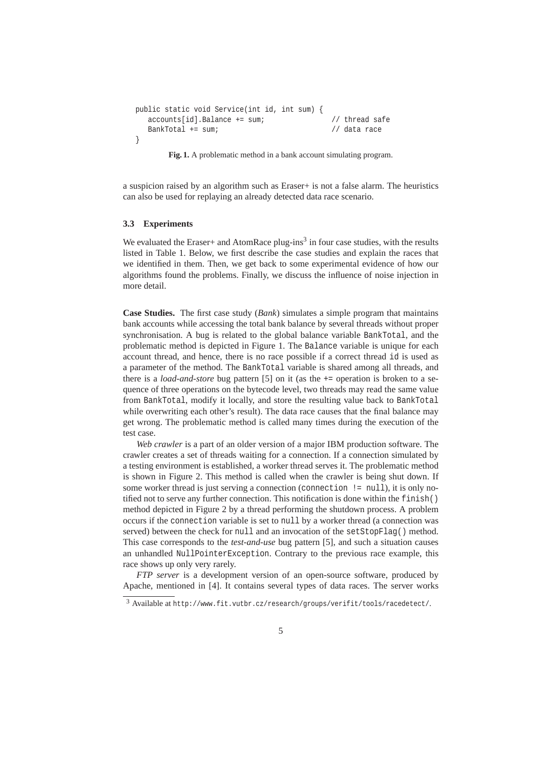```
public static void Service(int id, int sum) {
   accounts[id].Balance += sum;               // thread safe
   BankTotal += sum;                          // data race
}
```

**Fig. 1.** A problematic method in a bank account simulating program.

a suspicion raised by an algorithm such as Eraser+ is not a false alarm. The heuristics can also be used for replaying an already detected data race scenario.

### 3.3 Experiments

We evaluated the Eraser+ and AtomRace plug-ins[3] in four case studies, with the results listed in Table 1. Below, we first describe the case studies and explain the races that we identified in them. Then, we get back to some experimental evidence of how our algorithms found the problems. Finally, we discuss the influence of noise injection in more detail.

**Case Studies.** The first case study (*Bank*) simulates a simple program that maintains bank accounts while accessing the total bank balance by several threads without proper synchronisation. A bug is related to the global balance variable `BankTotal`, and the problematic method is depicted in Figure 1. The `Balance` variable is unique for each account thread, and hence, there is no race possible if a correct thread `id` is used as a parameter of the method. The `BankTotal` variable is shared among all threads, and there is a *load-and-store* bug pattern [5] on it (as the `+=` operation is broken to a sequence of three operations on the bytecode level, two threads may read the same value from `BankTotal`, modify it locally, and store the resulting value back to `BankTotal` while overwriting each other's result). The data race causes that the final balance may get wrong. The problematic method is called many times during the execution of the test case.

*Web crawler* is a part of an older version of a major IBM production software. The crawler creates a set of threads waiting for a connection. If a connection simulated by a testing environment is established, a worker thread serves it. The problematic method is shown in Figure 2. This method is called when the crawler is being shut down. If some worker thread is just serving a connection (`connection != null`), it is only notified not to serve any further connection. This notification is done within the `finish()` method depicted in Figure 2 by a thread performing the shutdown process. A problem occurs if the `connection` variable is set to `null` by a worker thread (a connection was served) between the check for `null` and an invocation of the `setStopFlag()` method. This case corresponds to the *test-and-use* bug pattern [5], and such a situation causes an unhandled `NullPointerException`. Contrary to the previous race example, this race shows up only very rarely.

*FTP server* is a development version of an open-source software, produced by Apache, mentioned in [4]. It contains several types of data races. The server works

[3] Available at http://www.fit.vutbr.cz/research/groups/verifit/tools/racedetect/.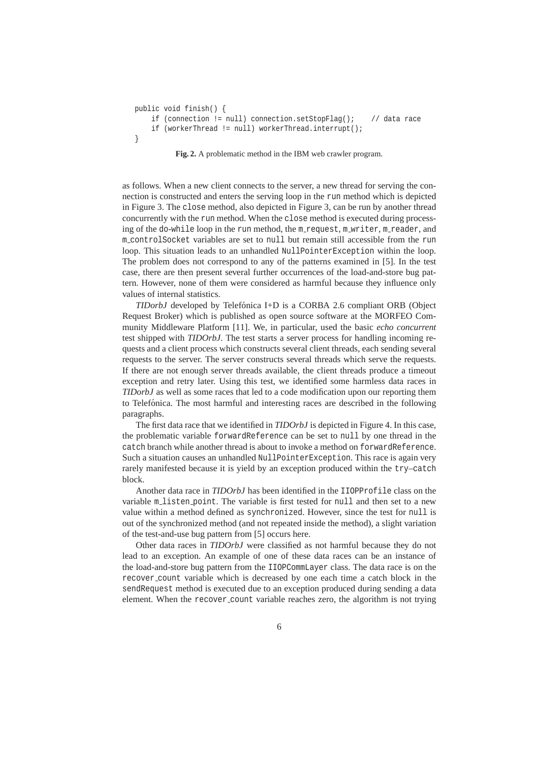```
public void finish() {
    if (connection != null) connection.setStopFlag();    // data race
    if (workerThread != null) workerThread.interrupt();
}
```

**Fig. 2.** A problematic method in the IBM web crawler program.

as follows. When a new client connects to the server, a new thread for serving the connection is constructed and enters the serving loop in the `run` method which is depicted in Figure 3. The `close` method, also depicted in Figure 3, can be run by another thread concurrently with the `run` method. When the `close` method is executed during processing of the `do-while` loop in the `run` method, the `m_request`, `m_writer`, `m_reader`, and `m_controlSocket` variables are set to `null` but remain still accessible from the `run` loop. This situation leads to an unhandled `NullPointerException` within the loop. The problem does not correspond to any of the patterns examined in [5]. In the test case, there are then present several further occurrences of the load-and-store bug pattern. However, none of them were considered as harmful because they influence only values of internal statistics.

*TIDorbJ* developed by Telefónica I+D is a CORBA 2.6 compliant ORB (Object Request Broker) which is published as open source software at the MORFEO Community Middleware Platform [11]. We, in particular, used the basic *echo concurrent* test shipped with *TIDOrbJ*. The test starts a server process for handling incoming requests and a client process which constructs several client threads, each sending several requests to the server. The server constructs several threads which serve the requests. If there are not enough server threads available, the client threads produce a timeout exception and retry later. Using this test, we identified some harmless data races in *TIDorbJ* as well as some races that led to a code modification upon our reporting them to Telefónica. The most harmful and interesting races are described in the following paragraphs.

The first data race that we identified in *TIDOrbJ* is depicted in Figure 4. In this case, the problematic variable `forwardReference` can be set to `null` by one thread in the `catch` branch while another thread is about to invoke a method on `forwardReference`. Such a situation causes an unhandled `NullPointerException`. This race is again very rarely manifested because it is yield by an exception produced within the `try`–`catch` block.

Another data race in *TIDOrbJ* has been identified in the `IIOPProfile` class on the variable `m_listen_point`. The variable is first tested for `null` and then set to a new value within a method defined as `synchronized`. However, since the test for `null` is out of the synchronized method (and not repeated inside the method), a slight variation of the test-and-use bug pattern from [5] occurs here.

Other data races in *TIDOrbJ* were classified as not harmful because they do not lead to an exception. An example of one of these data races can be an instance of the load-and-store bug pattern from the `IIOPCommLayer` class. The data race is on the `recover_count` variable which is decreased by one each time a catch block in the `sendRequest` method is executed due to an exception produced during sending a data element. When the `recover_count` variable reaches zero, the algorithm is not trying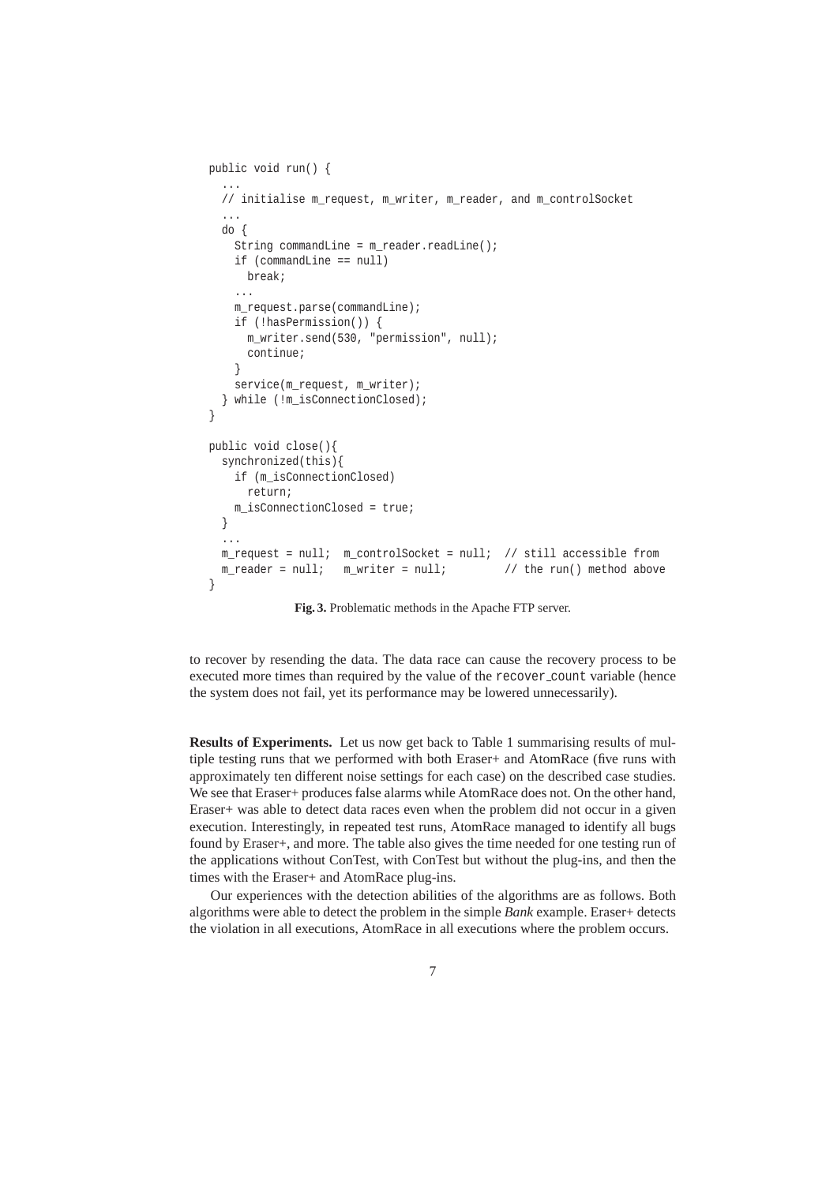```java
public void run() {
  ...
  // initialise m_request, m_writer, m_reader, and m_controlSocket
  ...
  do {
    String commandLine = m_reader.readLine();
    if (commandLine == null)
      break;
    ...
    m_request.parse(commandLine);
    if (!hasPermission()) {
      m_writer.send(530, "permission", null);
      continue;
    }
    service(m_request, m_writer);
  } while (!m_isConnectionClosed);
}

public void close(){
  synchronized(this){
    if (m_isConnectionClosed)
      return;
    m_isConnectionClosed = true;
  }
  ...
  m_request = null;  m_controlSocket = null;  // still accessible from
  m_reader = null;   m_writer = null;         // the run() method above
}
```

**Fig. 3.** Problematic methods in the Apache FTP server.

to recover by resending the data. The data race can cause the recovery process to be executed more times than required by the value of the recover_count variable (hence the system does not fail, yet its performance may be lowered unnecessarily).

**Results of Experiments.** Let us now get back to Table 1 summarising results of multiple testing runs that we performed with both Eraser+ and AtomRace (five runs with approximately ten different noise settings for each case) on the described case studies. We see that Eraser+ produces false alarms while AtomRace does not. On the other hand, Eraser+ was able to detect data races even when the problem did not occur in a given execution. Interestingly, in repeated test runs, AtomRace managed to identify all bugs found by Eraser+, and more. The table also gives the time needed for one testing run of the applications without ConTest, with ConTest but without the plug-ins, and then the times with the Eraser+ and AtomRace plug-ins.

Our experiences with the detection abilities of the algorithms are as follows. Both algorithms were able to detect the problem in the simple *Bank* example. Eraser+ detects the violation in all executions, AtomRace in all executions where the problem occurs.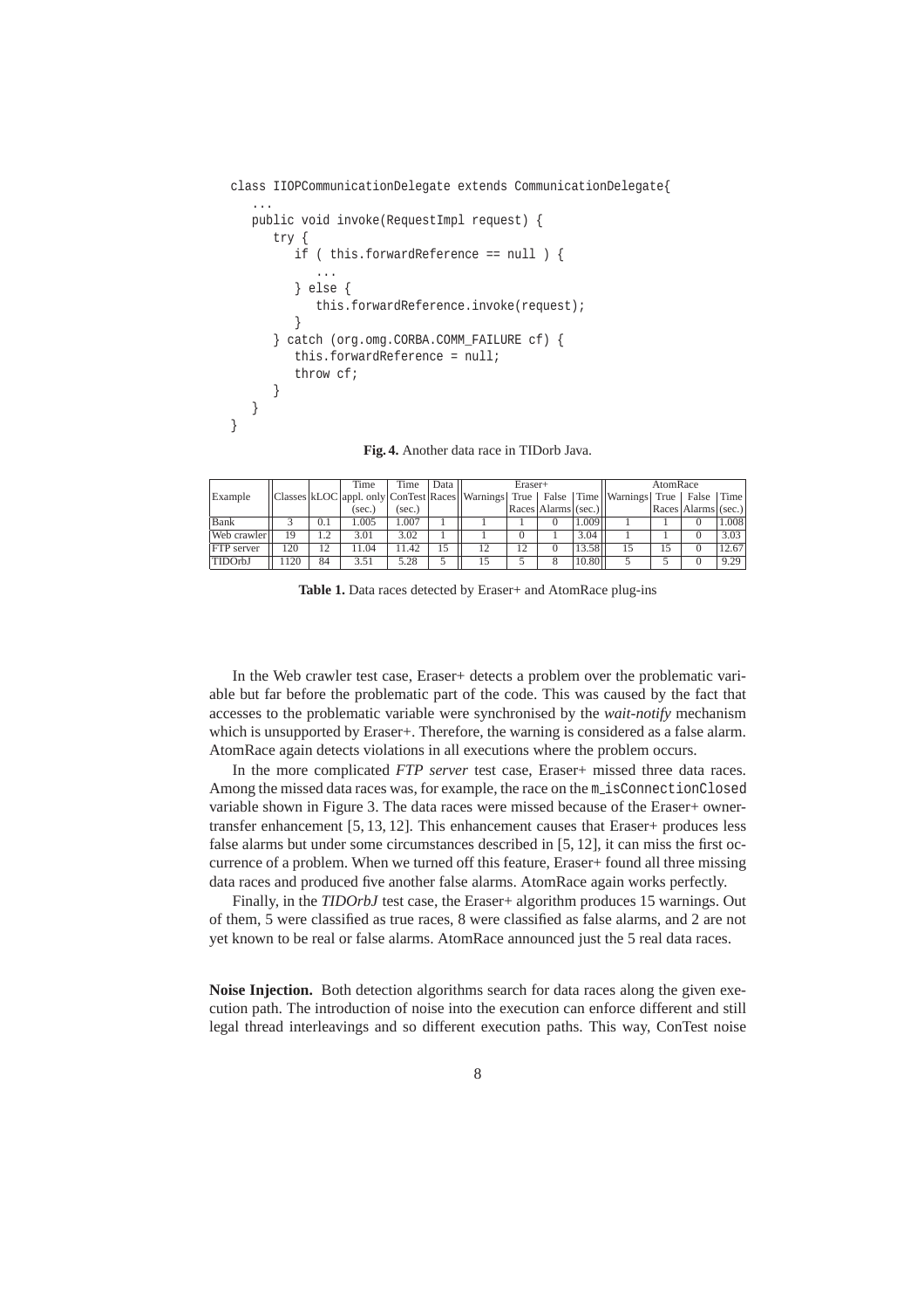```
class IIOPCommunicationDelegate extends CommunicationDelegate{
   ...
   public void invoke(RequestImpl request) {
      try {
         if ( this.forwardReference == null ) {
            ...
         } else {
            this.forwardReference.invoke(request);
         }
      } catch (org.omg.CORBA.COMM_FAILURE cf) {
         this.forwardReference = null;
         throw cf;
      }
   }
}
```

**Fig. 4.** Another data race in TIDorb Java.

| Example | Classes | kLOC | Time appl. only (sec.) | Time ConTest (sec.) | Data Races | Eraser+ Warnings | Eraser+ True Races | Eraser+ False Alarms | Eraser+ Time (sec.) | AtomRace Warnings | AtomRace True Races | AtomRace False Alarms | AtomRace Time (sec.) |
|---|---|---|---|---|---|---|---|---|---|---|---|---|---|
| Bank | 3 | 0.1 | 1.005 | 1.007 | 1 | 1 | 1 | 0 | 1.009 | 1 | 1 | 0 | 1.008 |
| Web crawler | 19 | 1.2 | 3.01 | 3.02 | 1 | 1 | 0 | 1 | 3.04 | 1 | 1 | 0 | 3.03 |
| FTP server | 120 | 12 | 11.04 | 11.42 | 15 | 12 | 12 | 0 | 13.58 | 15 | 15 | 0 | 12.67 |
| TIDOrbJ | 1120 | 84 | 3.51 | 5.28 | 5 | 15 | 5 | 8 | 10.80 | 5 | 5 | 0 | 9.29 |

**Table 1.** Data races detected by Eraser+ and AtomRace plug-ins

In the Web crawler test case, Eraser+ detects a problem over the problematic variable but far before the problematic part of the code. This was caused by the fact that accesses to the problematic variable were synchronised by the *wait-notify* mechanism which is unsupported by Eraser+. Therefore, the warning is considered as a false alarm. AtomRace again detects violations in all executions where the problem occurs.

In the more complicated *FTP server* test case, Eraser+ missed three data races. Among the missed data races was, for example, the race on the `m_isConnectionClosed` variable shown in Figure 3. The data races were missed because of the Eraser+ owner-transfer enhancement [5, 13, 12]. This enhancement causes that Eraser+ produces less false alarms but under some circumstances described in [5, 12], it can miss the first occurrence of a problem. When we turned off this feature, Eraser+ found all three missing data races and produced five another false alarms. AtomRace again works perfectly.

Finally, in the *TIDOrbJ* test case, the Eraser+ algorithm produces 15 warnings. Out of them, 5 were classified as true races, 8 were classified as false alarms, and 2 are not yet known to be real or false alarms. AtomRace announced just the 5 real data races.

**Noise Injection.** Both detection algorithms search for data races along the given execution path. The introduction of noise into the execution can enforce different and still legal thread interleavings and so different execution paths. This way, ConTest noise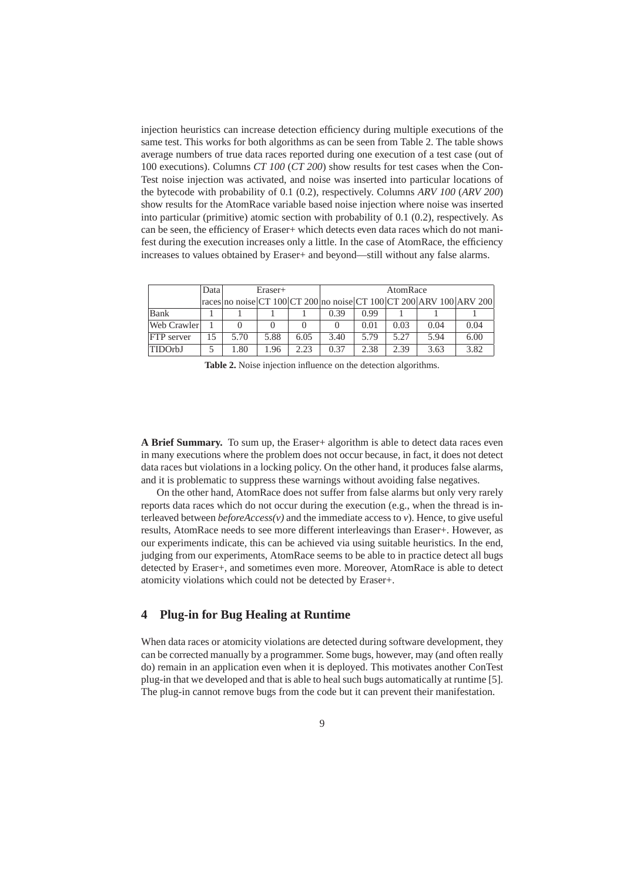injection heuristics can increase detection efficiency during multiple executions of the same test. This works for both algorithms as can be seen from Table 2. The table shows average numbers of true data races reported during one execution of a test case (out of 100 executions). Columns *CT 100* (*CT 200*) show results for test cases when the ConTest noise injection was activated, and noise was inserted into particular locations of the bytecode with probability of 0.1 (0.2), respectively. Columns *ARV 100* (*ARV 200*) show results for the AtomRace variable based noise injection where noise was inserted into particular (primitive) atomic section with probability of 0.1 (0.2), respectively. As can be seen, the efficiency of Eraser+ which detects even data races which do not manifest during the execution increases only a little. In the case of AtomRace, the efficiency increases to values obtained by Eraser+ and beyond—still without any false alarms.

| | Data | Eraser+ | | | AtomRace | | | | |
|---|---|---|---|---|---|---|---|---|---|
| | races | no noise | CT 100 | CT 200 | no noise | CT 100 | CT 200 | ARV 100 | ARV 200 |
| Bank | 1 | 1 | 1 | 1 | 0.39 | 0.99 | 1 | 1 | 1 |
| Web Crawler | 1 | 0 | 0 | 0 | 0 | 0.01 | 0.03 | 0.04 | 0.04 |
| FTP server | 15 | 5.70 | 5.88 | 6.05 | 3.40 | 5.79 | 5.27 | 5.94 | 6.00 |
| TIDOrbJ | 5 | 1.80 | 1.96 | 2.23 | 0.37 | 2.38 | 2.39 | 3.63 | 3.82 |

**Table 2.** Noise injection influence on the detection algorithms.

**A Brief Summary.** To sum up, the Eraser+ algorithm is able to detect data races even in many executions where the problem does not occur because, in fact, it does not detect data races but violations in a locking policy. On the other hand, it produces false alarms, and it is problematic to suppress these warnings without avoiding false negatives.

On the other hand, AtomRace does not suffer from false alarms but only very rarely reports data races which do not occur during the execution (e.g., when the thread is interleaved between *beforeAccess(v)* and the immediate access to *v*). Hence, to give useful results, AtomRace needs to see more different interleavings than Eraser+. However, as our experiments indicate, this can be achieved via using suitable heuristics. In the end, judging from our experiments, AtomRace seems to be able to in practice detect all bugs detected by Eraser+, and sometimes even more. Moreover, AtomRace is able to detect atomicity violations which could not be detected by Eraser+.

## 4 Plug-in for Bug Healing at Runtime

When data races or atomicity violations are detected during software development, they can be corrected manually by a programmer. Some bugs, however, may (and often really do) remain in an application even when it is deployed. This motivates another ConTest plug-in that we developed and that is able to heal such bugs automatically at runtime [5]. The plug-in cannot remove bugs from the code but it can prevent their manifestation.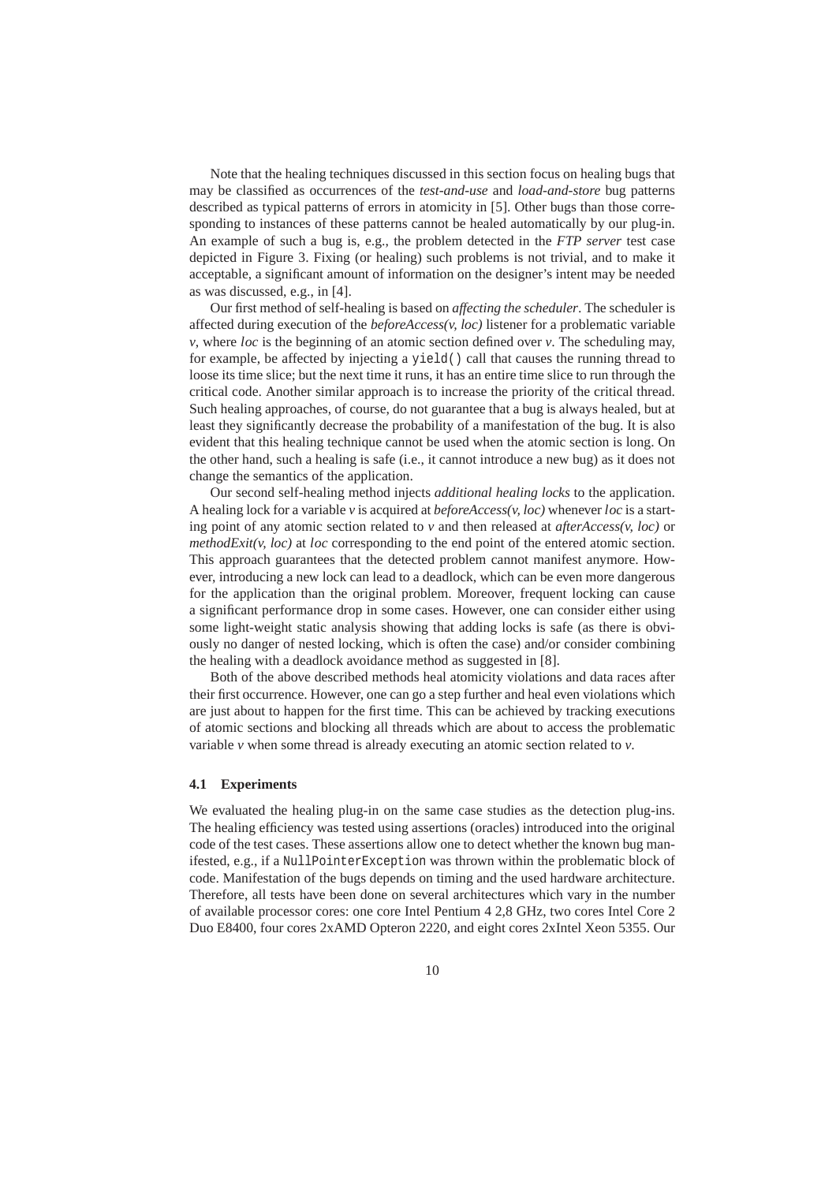Note that the healing techniques discussed in this section focus on healing bugs that may be classified as occurrences of the *test-and-use* and *load-and-store* bug patterns described as typical patterns of errors in atomicity in [5]. Other bugs than those corresponding to instances of these patterns cannot be healed automatically by our plug-in. An example of such a bug is, e.g., the problem detected in the *FTP server* test case depicted in Figure 3. Fixing (or healing) such problems is not trivial, and to make it acceptable, a significant amount of information on the designer's intent may be needed as was discussed, e.g., in [4].

Our first method of self-healing is based on *affecting the scheduler*. The scheduler is affected during execution of the *beforeAccess(v, loc)* listener for a problematic variable *v*, where *loc* is the beginning of an atomic section defined over *v*. The scheduling may, for example, be affected by injecting a `yield()` call that causes the running thread to loose its time slice; but the next time it runs, it has an entire time slice to run through the critical code. Another similar approach is to increase the priority of the critical thread. Such healing approaches, of course, do not guarantee that a bug is always healed, but at least they significantly decrease the probability of a manifestation of the bug. It is also evident that this healing technique cannot be used when the atomic section is long. On the other hand, such a healing is safe (i.e., it cannot introduce a new bug) as it does not change the semantics of the application.

Our second self-healing method injects *additional healing locks* to the application. A healing lock for a variable *v* is acquired at *beforeAccess(v, loc)* whenever *loc* is a starting point of any atomic section related to *v* and then released at *afterAccess(v, loc)* or *methodExit(v, loc)* at *loc* corresponding to the end point of the entered atomic section. This approach guarantees that the detected problem cannot manifest anymore. However, introducing a new lock can lead to a deadlock, which can be even more dangerous for the application than the original problem. Moreover, frequent locking can cause a significant performance drop in some cases. However, one can consider either using some light-weight static analysis showing that adding locks is safe (as there is obviously no danger of nested locking, which is often the case) and/or consider combining the healing with a deadlock avoidance method as suggested in [8].

Both of the above described methods heal atomicity violations and data races after their first occurrence. However, one can go a step further and heal even violations which are just about to happen for the first time. This can be achieved by tracking executions of atomic sections and blocking all threads which are about to access the problematic variable *v* when some thread is already executing an atomic section related to *v*.

### 4.1 Experiments

We evaluated the healing plug-in on the same case studies as the detection plug-ins. The healing efficiency was tested using assertions (oracles) introduced into the original code of the test cases. These assertions allow one to detect whether the known bug manifested, e.g., if a `NullPointerException` was thrown within the problematic block of code. Manifestation of the bugs depends on timing and the used hardware architecture. Therefore, all tests have been done on several architectures which vary in the number of available processor cores: one core Intel Pentium 4 2,8 GHz, two cores Intel Core 2 Duo E8400, four cores 2xAMD Opteron 2220, and eight cores 2xIntel Xeon 5355. Our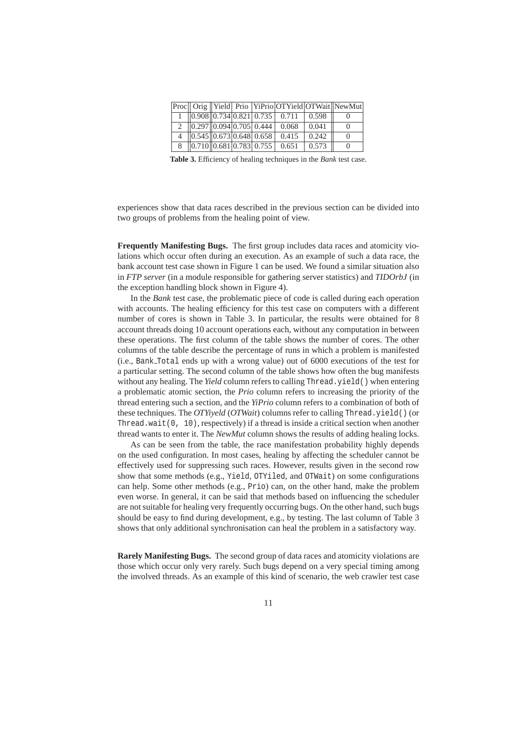| Proc | Orig | Yield | Prio | YiPrio | OTYield | OTWait | NewMut |
|---|---|---|---|---|---|---|---|
| 1 | 0.908 | 0.734 | 0.821 | 0.735 | 0.711 | 0.598 | 0 |
| 2 | 0.297 | 0.094 | 0.705 | 0.444 | 0.068 | 0.041 | 0 |
| 4 | 0.545 | 0.673 | 0.648 | 0.658 | 0.415 | 0.242 | 0 |
| 8 | 0.710 | 0.681 | 0.783 | 0.755 | 0.651 | 0.573 | 0 |

**Table 3.** Efficiency of healing techniques in the *Bank* test case.

experiences show that data races described in the previous section can be divided into two groups of problems from the healing point of view.

**Frequently Manifesting Bugs.** The first group includes data races and atomicity violations which occur often during an execution. As an example of such a data race, the bank account test case shown in Figure 1 can be used. We found a similar situation also in *FTP server* (in a module responsible for gathering server statistics) and *TIDOrbJ* (in the exception handling block shown in Figure 4).

In the *Bank* test case, the problematic piece of code is called during each operation with accounts. The healing efficiency for this test case on computers with a different number of cores is shown in Table 3. In particular, the results were obtained for 8 account threads doing 10 account operations each, without any computation in between these operations. The first column of the table shows the number of cores. The other columns of the table describe the percentage of runs in which a problem is manifested (i.e., `Bank_Total` ends up with a wrong value) out of 6000 executions of the test for a particular setting. The second column of the table shows how often the bug manifests without any healing. The *Yield* column refers to calling `Thread.yield()` when entering a problematic atomic section, the *Prio* column refers to increasing the priority of the thread entering such a section, and the *YiPrio* column refers to a combination of both of these techniques. The *OTYiyeld* (*OTWait*) columns refer to calling `Thread.yield()` (or `Thread.wait(0, 10)`, respectively) if a thread is inside a critical section when another thread wants to enter it. The *NewMut* column shows the results of adding healing locks.

As can be seen from the table, the race manifestation probability highly depends on the used configuration. In most cases, healing by affecting the scheduler cannot be effectively used for suppressing such races. However, results given in the second row show that some methods (e.g., `Yield`, `OTYiled`, and `OTWait`) on some configurations can help. Some other methods (e.g., `Prio`) can, on the other hand, make the problem even worse. In general, it can be said that methods based on influencing the scheduler are not suitable for healing very frequently occurring bugs. On the other hand, such bugs should be easy to find during development, e.g., by testing. The last column of Table 3 shows that only additional synchronisation can heal the problem in a satisfactory way.

**Rarely Manifesting Bugs.** The second group of data races and atomicity violations are those which occur only very rarely. Such bugs depend on a very special timing among the involved threads. As an example of this kind of scenario, the web crawler test case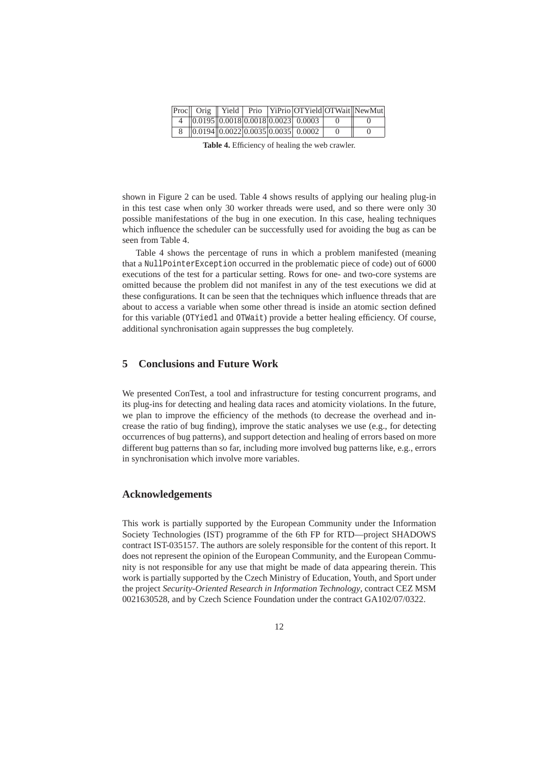| Proc | Orig | Yield | Prio | YiPrio | OTYield | OTWait | NewMut |
|---|---|---|---|---|---|---|---|
| 4 | 0.0195 | 0.0018 | 0.0018 | 0.0023 | 0.0003 | 0 | 0 |
| 8 | 0.0194 | 0.0022 | 0.0035 | 0.0035 | 0.0002 | 0 | 0 |

**Table 4.** Efficiency of healing the web crawler.

shown in Figure 2 can be used. Table 4 shows results of applying our healing plug-in in this test case when only 30 worker threads were used, and so there were only 30 possible manifestations of the bug in one execution. In this case, healing techniques which influence the scheduler can be successfully used for avoiding the bug as can be seen from Table 4.

Table 4 shows the percentage of runs in which a problem manifested (meaning that a `NullPointerException` occurred in the problematic piece of code) out of 6000 executions of the test for a particular setting. Rows for one- and two-core systems are omitted because the problem did not manifest in any of the test executions we did at these configurations. It can be seen that the techniques which influence threads that are about to access a variable when some other thread is inside an atomic section defined for this variable (`OTYiedl` and `OTWait`) provide a better healing efficiency. Of course, additional synchronisation again suppresses the bug completely.

## 5 Conclusions and Future Work

We presented ConTest, a tool and infrastructure for testing concurrent programs, and its plug-ins for detecting and healing data races and atomicity violations. In the future, we plan to improve the efficiency of the methods (to decrease the overhead and increase the ratio of bug finding), improve the static analyses we use (e.g., for detecting occurrences of bug patterns), and support detection and healing of errors based on more different bug patterns than so far, including more involved bug patterns like, e.g., errors in synchronisation which involve more variables.

## Acknowledgements

This work is partially supported by the European Community under the Information Society Technologies (IST) programme of the 6th FP for RTD—project SHADOWS contract IST-035157. The authors are solely responsible for the content of this report. It does not represent the opinion of the European Community, and the European Community is not responsible for any use that might be made of data appearing therein. This work is partially supported by the Czech Ministry of Education, Youth, and Sport under the project *Security-Oriented Research in Information Technology*, contract CEZ MSM 0021630528, and by Czech Science Foundation under the contract GA102/07/0322.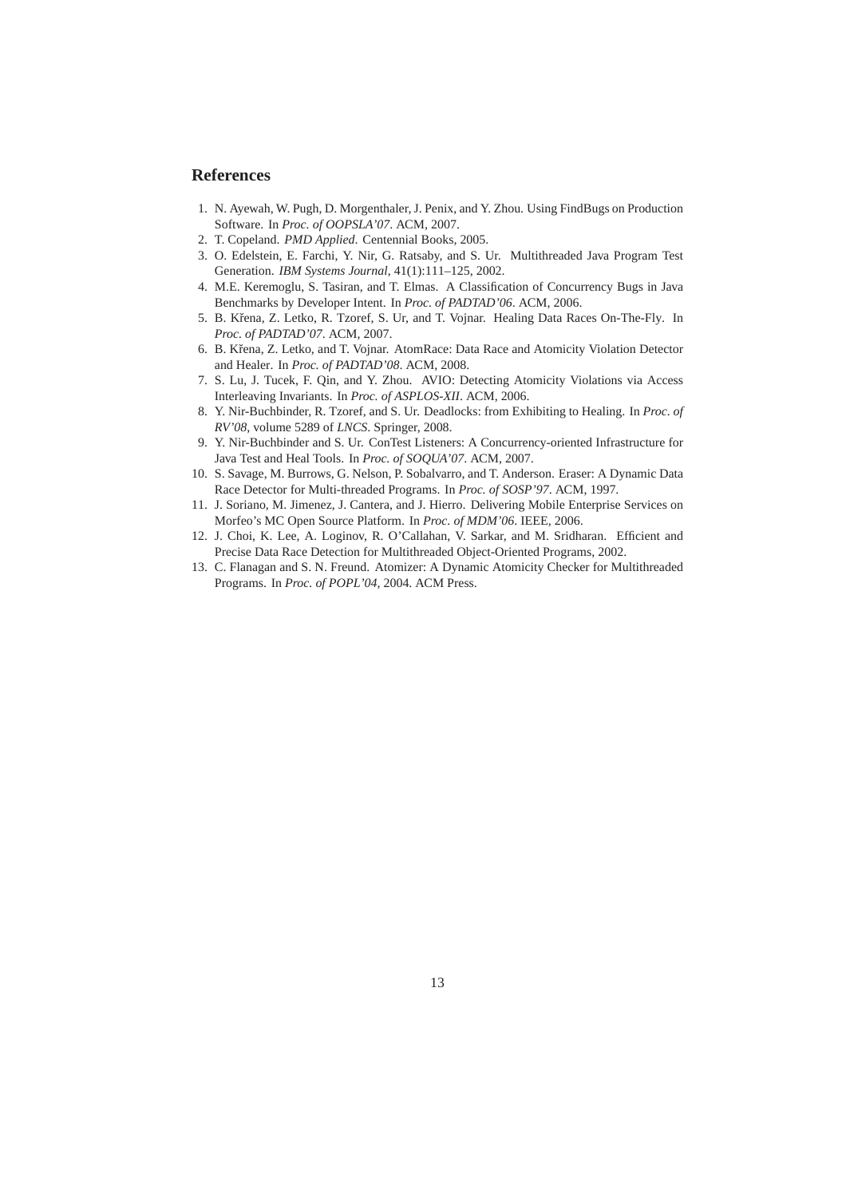## References

1. N. Ayewah, W. Pugh, D. Morgenthaler, J. Penix, and Y. Zhou. Using FindBugs on Production Software. In *Proc. of OOPSLA'07*. ACM, 2007.
2. T. Copeland. *PMD Applied*. Centennial Books, 2005.
3. O. Edelstein, E. Farchi, Y. Nir, G. Ratsaby, and S. Ur. Multithreaded Java Program Test Generation. *IBM Systems Journal*, 41(1):111–125, 2002.
4. M.E. Keremoglu, S. Tasiran, and T. Elmas. A Classification of Concurrency Bugs in Java Benchmarks by Developer Intent. In *Proc. of PADTAD'06*. ACM, 2006.
5. B. Křena, Z. Letko, R. Tzoref, S. Ur, and T. Vojnar. Healing Data Races On-The-Fly. In *Proc. of PADTAD'07*. ACM, 2007.
6. B. Křena, Z. Letko, and T. Vojnar. AtomRace: Data Race and Atomicity Violation Detector and Healer. In *Proc. of PADTAD'08*. ACM, 2008.
7. S. Lu, J. Tucek, F. Qin, and Y. Zhou. AVIO: Detecting Atomicity Violations via Access Interleaving Invariants. In *Proc. of ASPLOS-XII*. ACM, 2006.
8. Y. Nir-Buchbinder, R. Tzoref, and S. Ur. Deadlocks: from Exhibiting to Healing. In *Proc. of RV'08*, volume 5289 of *LNCS*. Springer, 2008.
9. Y. Nir-Buchbinder and S. Ur. ConTest Listeners: A Concurrency-oriented Infrastructure for Java Test and Heal Tools. In *Proc. of SOQUA'07*. ACM, 2007.
10. S. Savage, M. Burrows, G. Nelson, P. Sobalvarro, and T. Anderson. Eraser: A Dynamic Data Race Detector for Multi-threaded Programs. In *Proc. of SOSP'97*. ACM, 1997.
11. J. Soriano, M. Jimenez, J. Cantera, and J. Hierro. Delivering Mobile Enterprise Services on Morfeo's MC Open Source Platform. In *Proc. of MDM'06*. IEEE, 2006.
12. J. Choi, K. Lee, A. Loginov, R. O'Callahan, V. Sarkar, and M. Sridharan. Efficient and Precise Data Race Detection for Multithreaded Object-Oriented Programs, 2002.
13. C. Flanagan and S. N. Freund. Atomizer: A Dynamic Atomicity Checker for Multithreaded Programs. In *Proc. of POPL'04*, 2004. ACM Press.